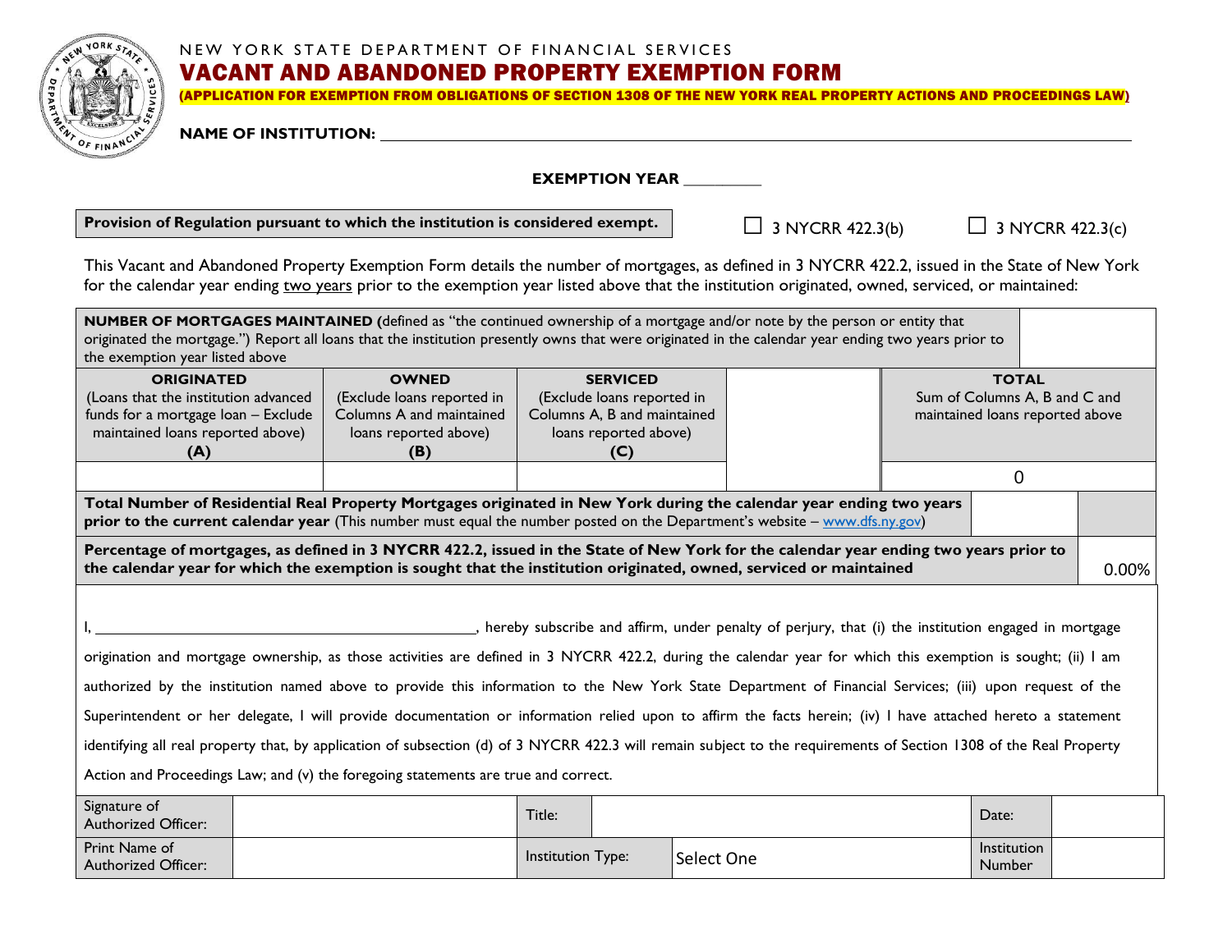NEW YORK STATE DEPARTMENT OF FINANCIAL SERVICES

# VACANT AND ABANDONED PROPERTY EXEMPTION FORM

**(APPLICATION FOR EXEMPTION FROM OBLIGATIONS OF SECTION 1308 OF THE NEW YORK REAL PROPERTY ACTIONS AND PROCEEDINGS LAW)**

**NAME OF INSTITUTION:** ______________________________

**EXEMPTION YEAR** _________

**Provision of Regulation pursuant to which the institution is considered exempt.** ☐ 3 NYCRR 422.3(b) ☐ 3 NYCRR 422.3(c)

This Vacant and Abandoned Property Exemption Form details the number of mortgages, as defined in 3 NYCRR 422.2, issued in the State of New York for the calendar year ending two years prior to the exemption year listed above that the institution originated, owned, serviced, or maintained:

| **NUMBER OF MORTGAGES MAINTAINED (**defined as "the continued ownership of a mortgage and/or note by the person or entity that originated the mortgage.") Report all loans that the institution presently owns that were originated in the calendar year ending two years prior to the exemption year listed above | | | | |
|---|---|---|---|---|
| **ORIGINATED** (Loans that the institution advanced funds for a mortgage loan – Exclude maintained loans reported above) **(A)** | **OWNED** (Exclude loans reported in Columns A and maintained loans reported above) **(B)** | **SERVICED** (Exclude loans reported in Columns A, B and maintained loans reported above) **(C)** | | **TOTAL** Sum of Columns A, B and C and maintained loans reported above |
| | | | | 0 |
| **Total Number of Residential Real Property Mortgages originated in New York during the calendar year ending two years prior to the current calendar year** (This number must equal the number posted on the Department's website – www.dfs.ny.gov) | | | | |
| **Percentage of mortgages, as defined in 3 NYCRR 422.2, issued in the State of New York for the calendar year ending two years prior to the calendar year for which the exemption is sought that the institution originated, owned, serviced or maintained** | | | | 0.00% |

I, ______________________________, hereby subscribe and affirm, under penalty of perjury, that (i) the institution engaged in mortgage origination and mortgage ownership, as those activities are defined in 3 NYCRR 422.2, during the calendar year for which this exemption is sought; (ii) I am authorized by the institution named above to provide this information to the New York State Department of Financial Services; (iii) upon request of the Superintendent or her delegate, I will provide documentation or information relied upon to affirm the facts herein; (iv) I have attached hereto a statement identifying all real property that, by application of subsection (d) of 3 NYCRR 422.3 will remain subject to the requirements of Section 1308 of the Real Property Action and Proceedings Law; and (v) the foregoing statements are true and correct.

| Signature of Authorized Officer: | | Title: | | Date: | |
|---|---|---|---|---|---|
| Print Name of Authorized Officer: | | Institution Type: | Select One | Institution Number | |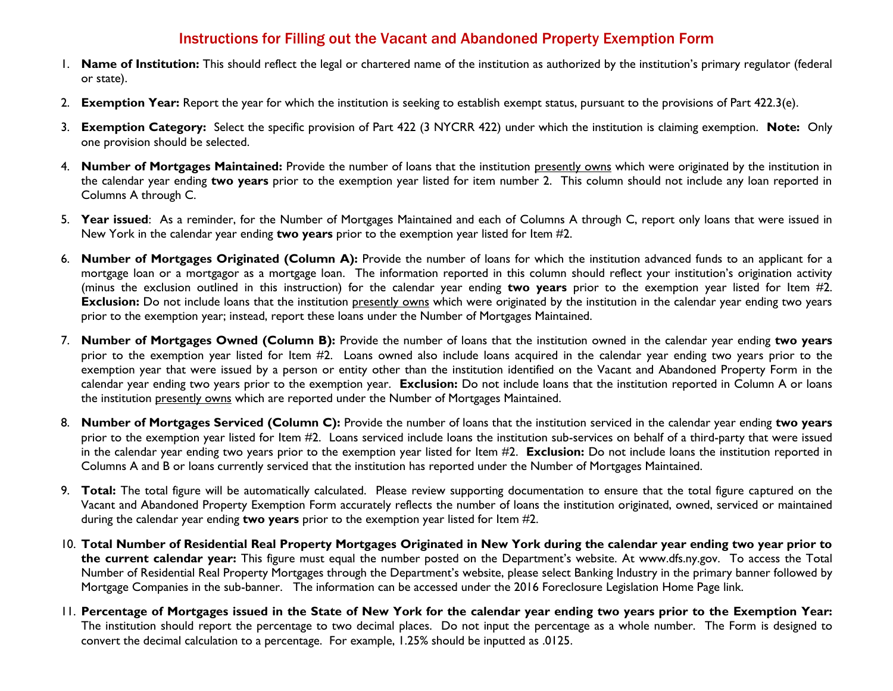# Instructions for Filling out the Vacant and Abandoned Property Exemption Form

1. **Name of Institution:** This should reflect the legal or chartered name of the institution as authorized by the institution's primary regulator (federal or state).

2. **Exemption Year:** Report the year for which the institution is seeking to establish exempt status, pursuant to the provisions of Part 422.3(e).

3. **Exemption Category:** Select the specific provision of Part 422 (3 NYCRR 422) under which the institution is claiming exemption. **Note:** Only one provision should be selected.

4. **Number of Mortgages Maintained:** Provide the number of loans that the institution presently owns which were originated by the institution in the calendar year ending **two years** prior to the exemption year listed for item number 2. This column should not include any loan reported in Columns A through C.

5. **Year issued**: As a reminder, for the Number of Mortgages Maintained and each of Columns A through C, report only loans that were issued in New York in the calendar year ending **two years** prior to the exemption year listed for Item #2.

6. **Number of Mortgages Originated (Column A):** Provide the number of loans for which the institution advanced funds to an applicant for a mortgage loan or a mortgagor as a mortgage loan. The information reported in this column should reflect your institution's origination activity (minus the exclusion outlined in this instruction) for the calendar year ending **two years** prior to the exemption year listed for Item #2. **Exclusion:** Do not include loans that the institution presently owns which were originated by the institution in the calendar year ending two years prior to the exemption year; instead, report these loans under the Number of Mortgages Maintained.

7. **Number of Mortgages Owned (Column B):** Provide the number of loans that the institution owned in the calendar year ending **two years** prior to the exemption year listed for Item #2. Loans owned also include loans acquired in the calendar year ending two years prior to the exemption year that were issued by a person or entity other than the institution identified on the Vacant and Abandoned Property Form in the calendar year ending two years prior to the exemption year. **Exclusion:** Do not include loans that the institution reported in Column A or loans the institution presently owns which are reported under the Number of Mortgages Maintained.

8. **Number of Mortgages Serviced (Column C):** Provide the number of loans that the institution serviced in the calendar year ending **two years** prior to the exemption year listed for Item #2. Loans serviced include loans the institution sub-services on behalf of a third-party that were issued in the calendar year ending two years prior to the exemption year listed for Item #2. **Exclusion:** Do not include loans the institution reported in Columns A and B or loans currently serviced that the institution has reported under the Number of Mortgages Maintained.

9. **Total:** The total figure will be automatically calculated. Please review supporting documentation to ensure that the total figure captured on the Vacant and Abandoned Property Exemption Form accurately reflects the number of loans the institution originated, owned, serviced or maintained during the calendar year ending **two years** prior to the exemption year listed for Item #2.

10. **Total Number of Residential Real Property Mortgages Originated in New York during the calendar year ending two year prior to the current calendar year:** This figure must equal the number posted on the Department's website. At www.dfs.ny.gov. To access the Total Number of Residential Real Property Mortgages through the Department's website, please select Banking Industry in the primary banner followed by Mortgage Companies in the sub-banner. The information can be accessed under the 2016 Foreclosure Legislation Home Page link.

11. **Percentage of Mortgages issued in the State of New York for the calendar year ending two years prior to the Exemption Year:** The institution should report the percentage to two decimal places. Do not input the percentage as a whole number. The Form is designed to convert the decimal calculation to a percentage. For example, 1.25% should be inputted as .0125.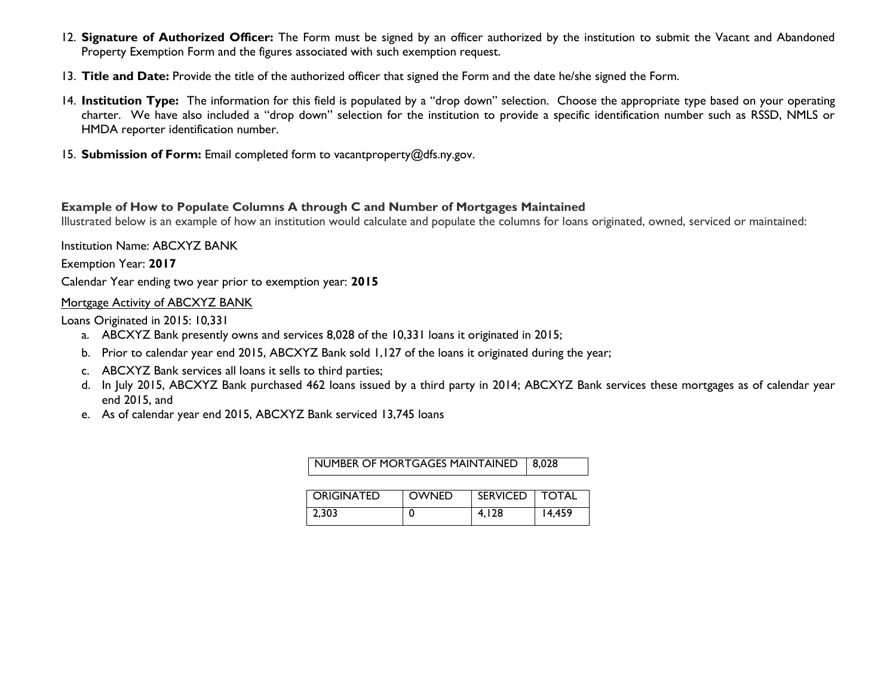12. **Signature of Authorized Officer:** The Form must be signed by an officer authorized by the institution to submit the Vacant and Abandoned Property Exemption Form and the figures associated with such exemption request.

13. **Title and Date:** Provide the title of the authorized officer that signed the Form and the date he/she signed the Form.

14. **Institution Type:** The information for this field is populated by a "drop down" selection. Choose the appropriate type based on your operating charter. We have also included a "drop down" selection for the institution to provide a specific identification number such as RSSD, NMLS or HMDA reporter identification number.

15. **Submission of Form:** Email completed form to vacantproperty@dfs.ny.gov.

**Example of How to Populate Columns A through C and Number of Mortgages Maintained**

Illustrated below is an example of how an institution would calculate and populate the columns for loans originated, owned, serviced or maintained:

Institution Name: ABCXYZ BANK

Exemption Year: **2017**

Calendar Year ending two year prior to exemption year: **2015**

Mortgage Activity of ABCXYZ BANK

Loans Originated in 2015: 10,331

a. ABCXYZ Bank presently owns and services 8,028 of the 10,331 loans it originated in 2015;
b. Prior to calendar year end 2015, ABCXYZ Bank sold 1,127 of the loans it originated during the year;
c. ABCXYZ Bank services all loans it sells to third parties;
d. In July 2015, ABCXYZ Bank purchased 462 loans issued by a third party in 2014; ABCXYZ Bank services these mortgages as of calendar year end 2015, and
e. As of calendar year end 2015, ABCXYZ Bank serviced 13,745 loans

| NUMBER OF MORTGAGES MAINTAINED | 8,028 |
|---|---|

| ORIGINATED | OWNED | SERVICED | TOTAL |
|---|---|---|---|
| 2,303 | 0 | 4,128 | 14,459 |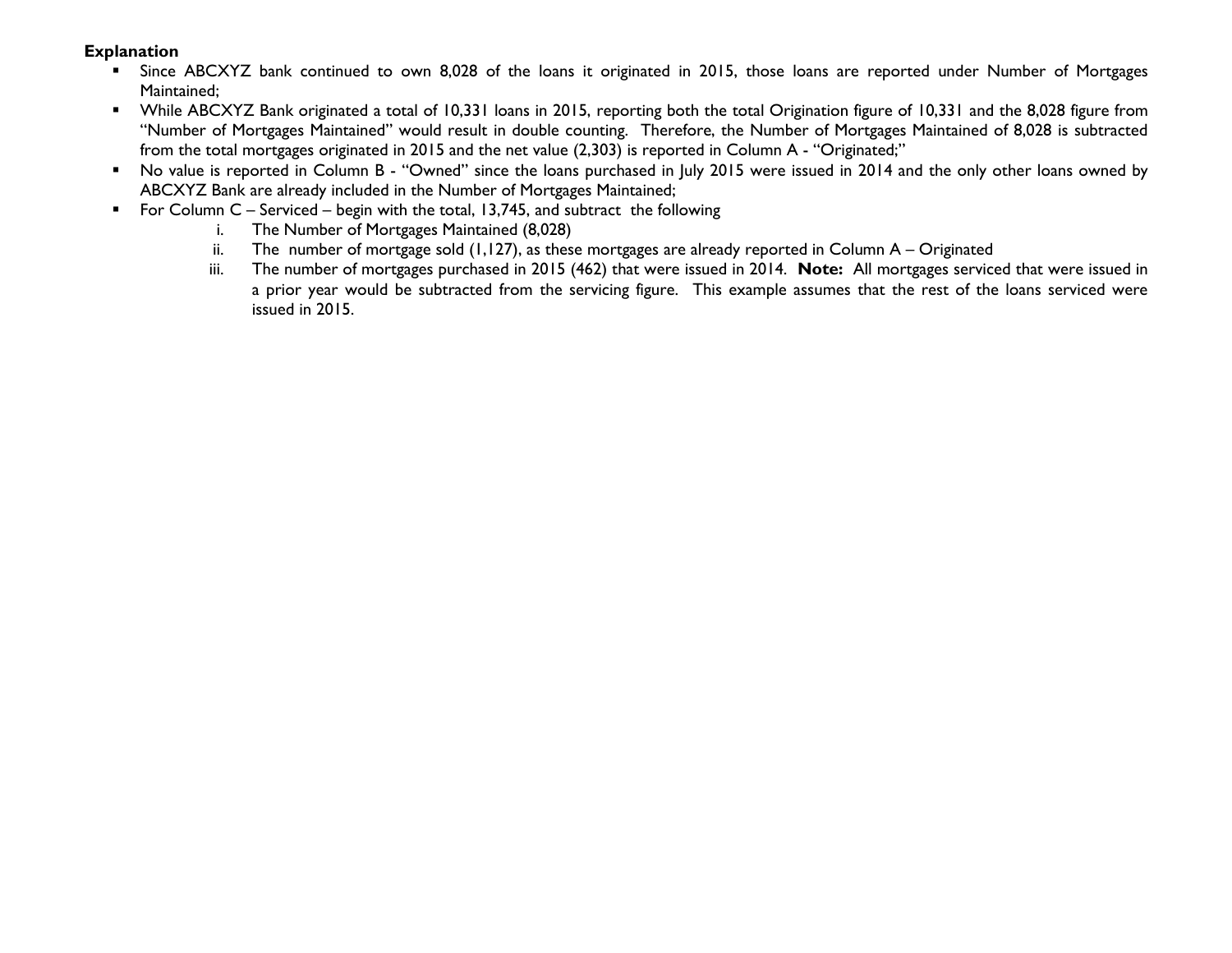**Explanation**

- Since ABCXYZ bank continued to own 8,028 of the loans it originated in 2015, those loans are reported under Number of Mortgages Maintained;
- While ABCXYZ Bank originated a total of 10,331 loans in 2015, reporting both the total Origination figure of 10,331 and the 8,028 figure from "Number of Mortgages Maintained" would result in double counting. Therefore, the Number of Mortgages Maintained of 8,028 is subtracted from the total mortgages originated in 2015 and the net value (2,303) is reported in Column A - "Originated;"
- No value is reported in Column B - "Owned" since the loans purchased in July 2015 were issued in 2014 and the only other loans owned by ABCXYZ Bank are already included in the Number of Mortgages Maintained;
- For Column C – Serviced – begin with the total, 13,745, and subtract the following
    i. The Number of Mortgages Maintained (8,028)
    ii. The number of mortgage sold (1,127), as these mortgages are already reported in Column A – Originated
    iii. The number of mortgages purchased in 2015 (462) that were issued in 2014. **Note:** All mortgages serviced that were issued in a prior year would be subtracted from the servicing figure. This example assumes that the rest of the loans serviced were issued in 2015.